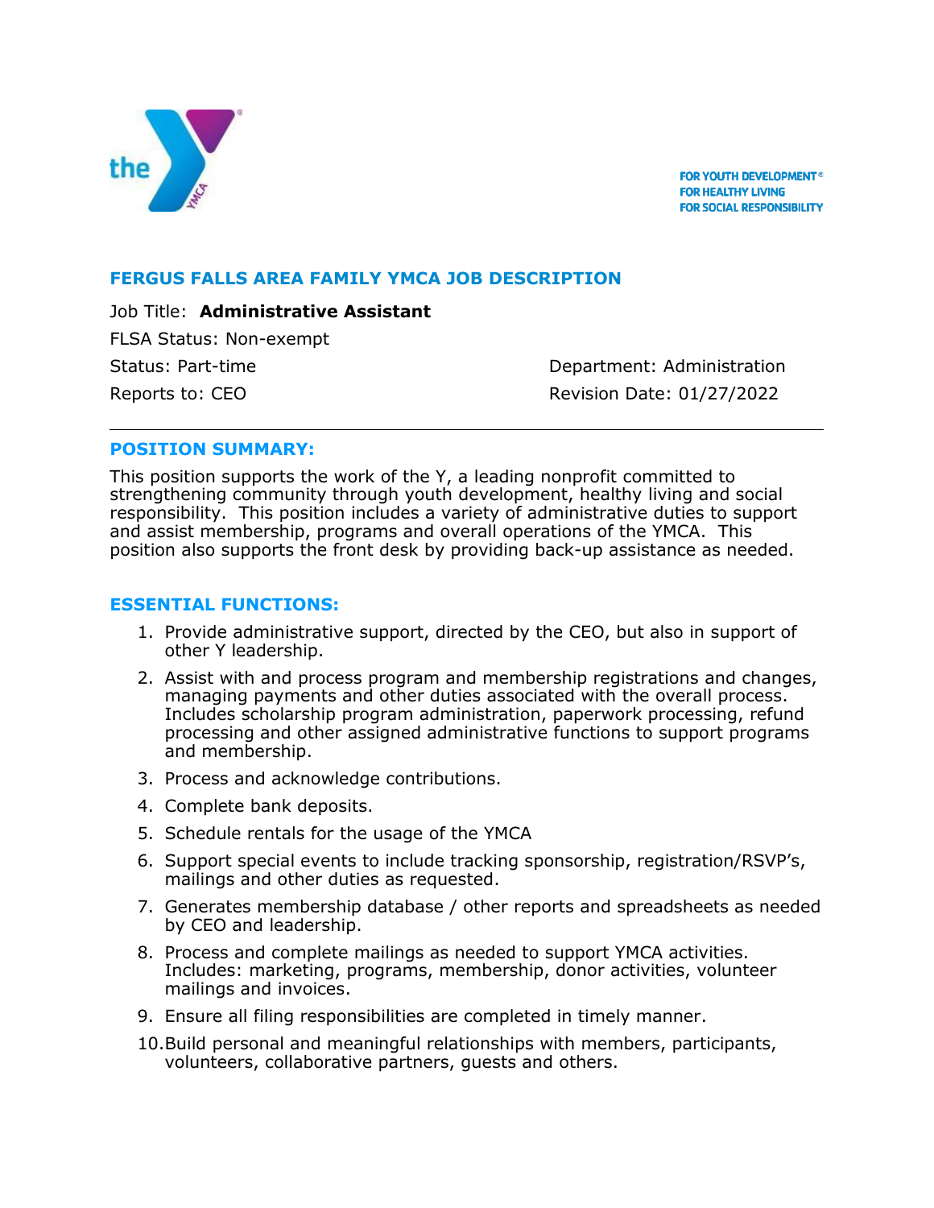FOR YOUTH DEVELOPMENT®
FOR HEALTHY LIVING
FOR SOCIAL RESPONSIBILITY

## FERGUS FALLS AREA FAMILY YMCA JOB DESCRIPTION

Job Title: **Administrative Assistant**

FLSA Status: Non-exempt

Status: Part-time

Department: Administration

Reports to: CEO

Revision Date: 01/27/2022

---

### POSITION SUMMARY:

This position supports the work of the Y, a leading nonprofit committed to strengthening community through youth development, healthy living and social responsibility. This position includes a variety of administrative duties to support and assist membership, programs and overall operations of the YMCA. This position also supports the front desk by providing back-up assistance as needed.

### ESSENTIAL FUNCTIONS:

1. Provide administrative support, directed by the CEO, but also in support of other Y leadership.
2. Assist with and process program and membership registrations and changes, managing payments and other duties associated with the overall process. Includes scholarship program administration, paperwork processing, refund processing and other assigned administrative functions to support programs and membership.
3. Process and acknowledge contributions.
4. Complete bank deposits.
5. Schedule rentals for the usage of the YMCA
6. Support special events to include tracking sponsorship, registration/RSVP's, mailings and other duties as requested.
7. Generates membership database / other reports and spreadsheets as needed by CEO and leadership.
8. Process and complete mailings as needed to support YMCA activities. Includes: marketing, programs, membership, donor activities, volunteer mailings and invoices.
9. Ensure all filing responsibilities are completed in timely manner.
10. Build personal and meaningful relationships with members, participants, volunteers, collaborative partners, guests and others.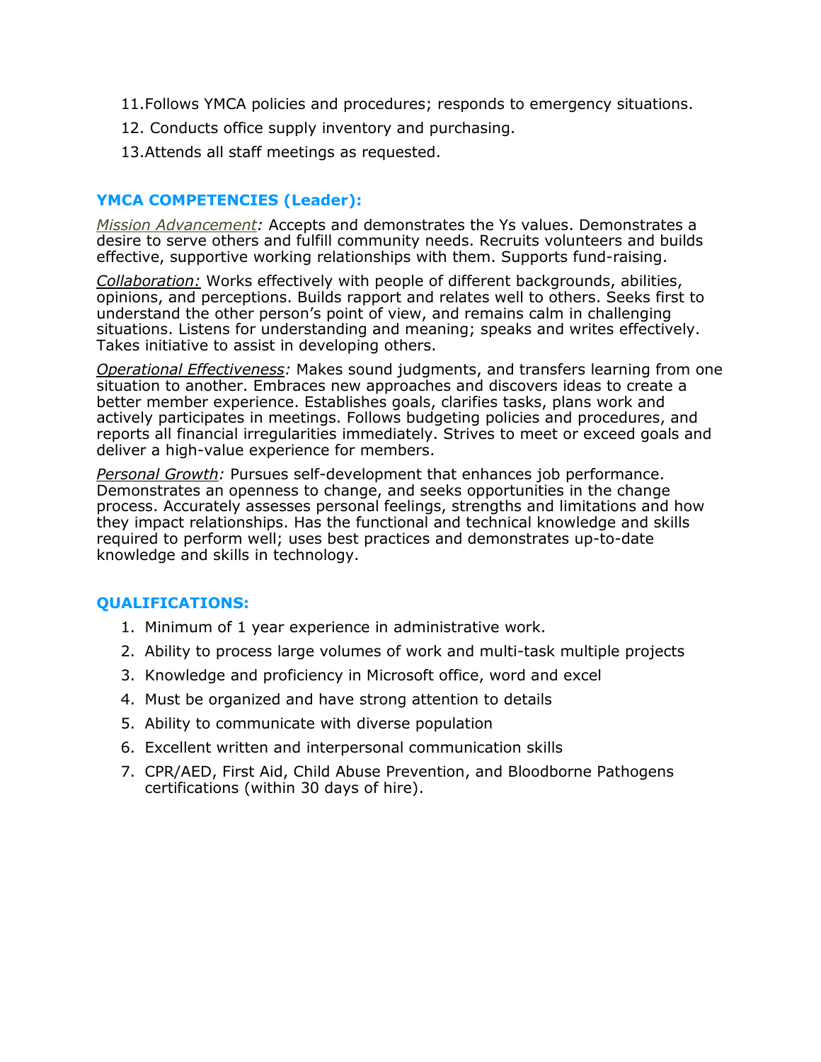11. Follows YMCA policies and procedures; responds to emergency situations.
12. Conducts office supply inventory and purchasing.
13. Attends all staff meetings as requested.

## YMCA COMPETENCIES (Leader):

*Mission Advancement:* Accepts and demonstrates the Ys values. Demonstrates a desire to serve others and fulfill community needs. Recruits volunteers and builds effective, supportive working relationships with them. Supports fund-raising.

*Collaboration:* Works effectively with people of different backgrounds, abilities, opinions, and perceptions. Builds rapport and relates well to others. Seeks first to understand the other person's point of view, and remains calm in challenging situations. Listens for understanding and meaning; speaks and writes effectively. Takes initiative to assist in developing others.

*Operational Effectiveness:* Makes sound judgments, and transfers learning from one situation to another. Embraces new approaches and discovers ideas to create a better member experience. Establishes goals, clarifies tasks, plans work and actively participates in meetings. Follows budgeting policies and procedures, and reports all financial irregularities immediately. Strives to meet or exceed goals and deliver a high-value experience for members.

*Personal Growth:* Pursues self-development that enhances job performance. Demonstrates an openness to change, and seeks opportunities in the change process. Accurately assesses personal feelings, strengths and limitations and how they impact relationships. Has the functional and technical knowledge and skills required to perform well; uses best practices and demonstrates up-to-date knowledge and skills in technology.

## QUALIFICATIONS:

1. Minimum of 1 year experience in administrative work.
2. Ability to process large volumes of work and multi-task multiple projects
3. Knowledge and proficiency in Microsoft office, word and excel
4. Must be organized and have strong attention to details
5. Ability to communicate with diverse population
6. Excellent written and interpersonal communication skills
7. CPR/AED, First Aid, Child Abuse Prevention, and Bloodborne Pathogens certifications (within 30 days of hire).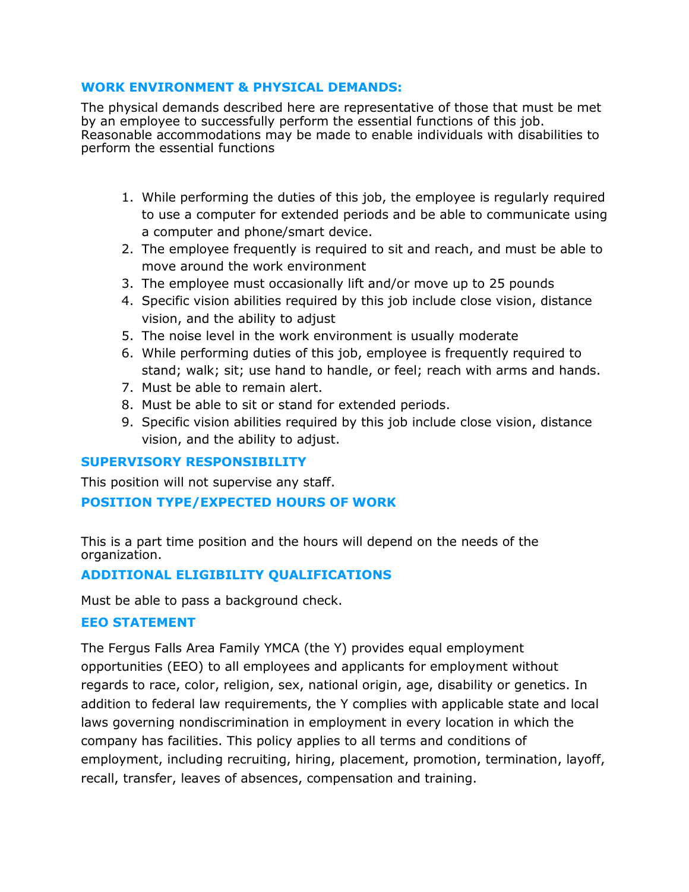## WORK ENVIRONMENT & PHYSICAL DEMANDS:

The physical demands described here are representative of those that must be met by an employee to successfully perform the essential functions of this job. Reasonable accommodations may be made to enable individuals with disabilities to perform the essential functions

1. While performing the duties of this job, the employee is regularly required to use a computer for extended periods and be able to communicate using a computer and phone/smart device.
2. The employee frequently is required to sit and reach, and must be able to move around the work environment
3. The employee must occasionally lift and/or move up to 25 pounds
4. Specific vision abilities required by this job include close vision, distance vision, and the ability to adjust
5. The noise level in the work environment is usually moderate
6. While performing duties of this job, employee is frequently required to stand; walk; sit; use hand to handle, or feel; reach with arms and hands.
7. Must be able to remain alert.
8. Must be able to sit or stand for extended periods.
9. Specific vision abilities required by this job include close vision, distance vision, and the ability to adjust.

## SUPERVISORY RESPONSIBILITY

This position will not supervise any staff.

## POSITION TYPE/EXPECTED HOURS OF WORK

This is a part time position and the hours will depend on the needs of the organization.

## ADDITIONAL ELIGIBILITY QUALIFICATIONS

Must be able to pass a background check.

## EEO STATEMENT

The Fergus Falls Area Family YMCA (the Y) provides equal employment opportunities (EEO) to all employees and applicants for employment without regards to race, color, religion, sex, national origin, age, disability or genetics. In addition to federal law requirements, the Y complies with applicable state and local laws governing nondiscrimination in employment in every location in which the company has facilities. This policy applies to all terms and conditions of employment, including recruiting, hiring, placement, promotion, termination, layoff, recall, transfer, leaves of absences, compensation and training.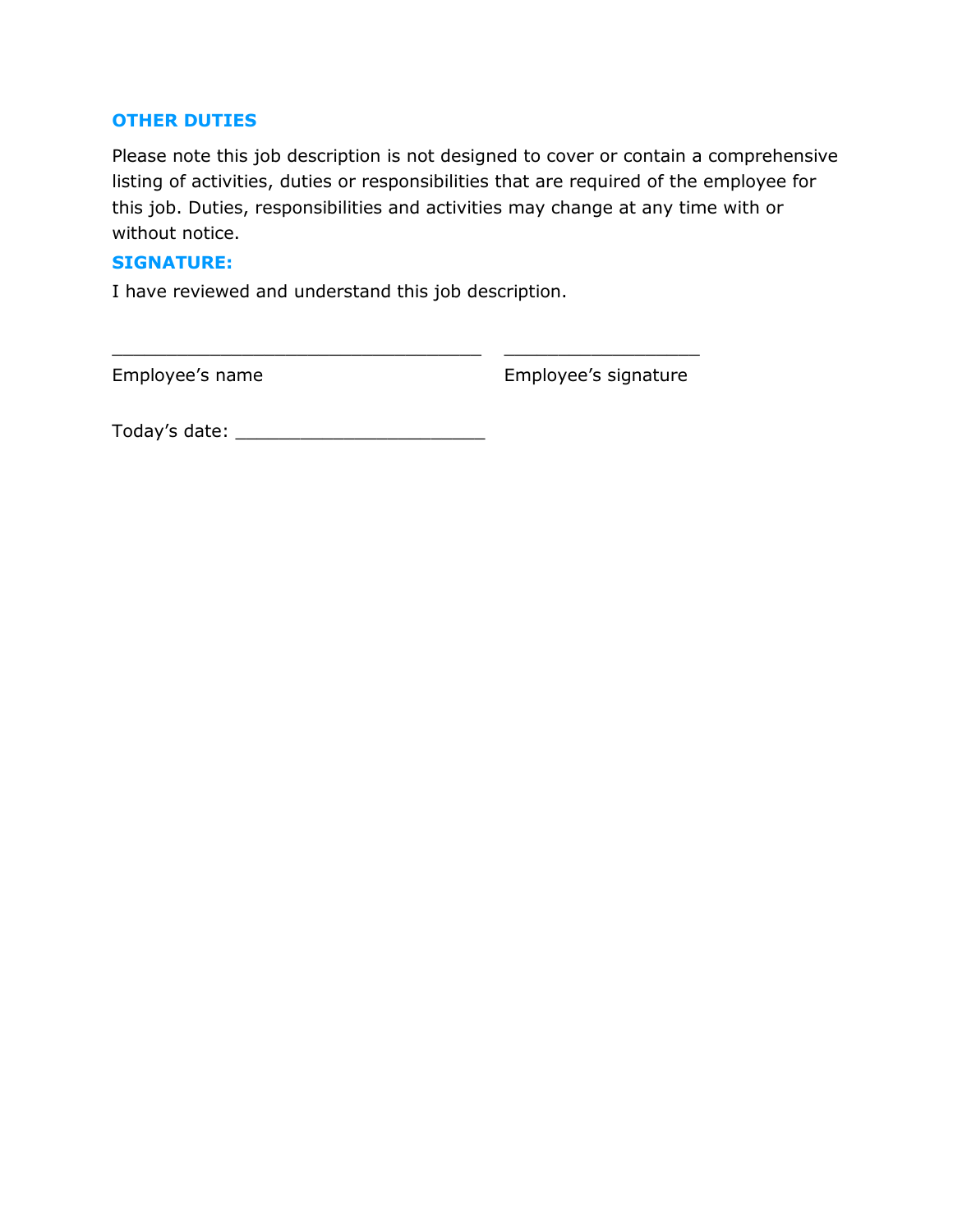### OTHER DUTIES

Please note this job description is not designed to cover or contain a comprehensive listing of activities, duties or responsibilities that are required of the employee for this job. Duties, responsibilities and activities may change at any time with or without notice.

### SIGNATURE:

I have reviewed and understand this job description.

_________________________________ __________________

Employee's name Employee's signature

Today's date: ______________________